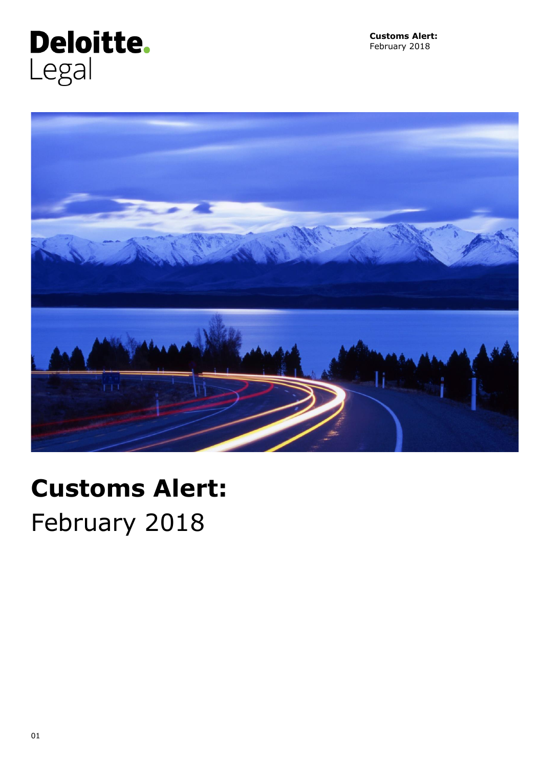Deloitte.
Legal

# Customs Alert:
February 2018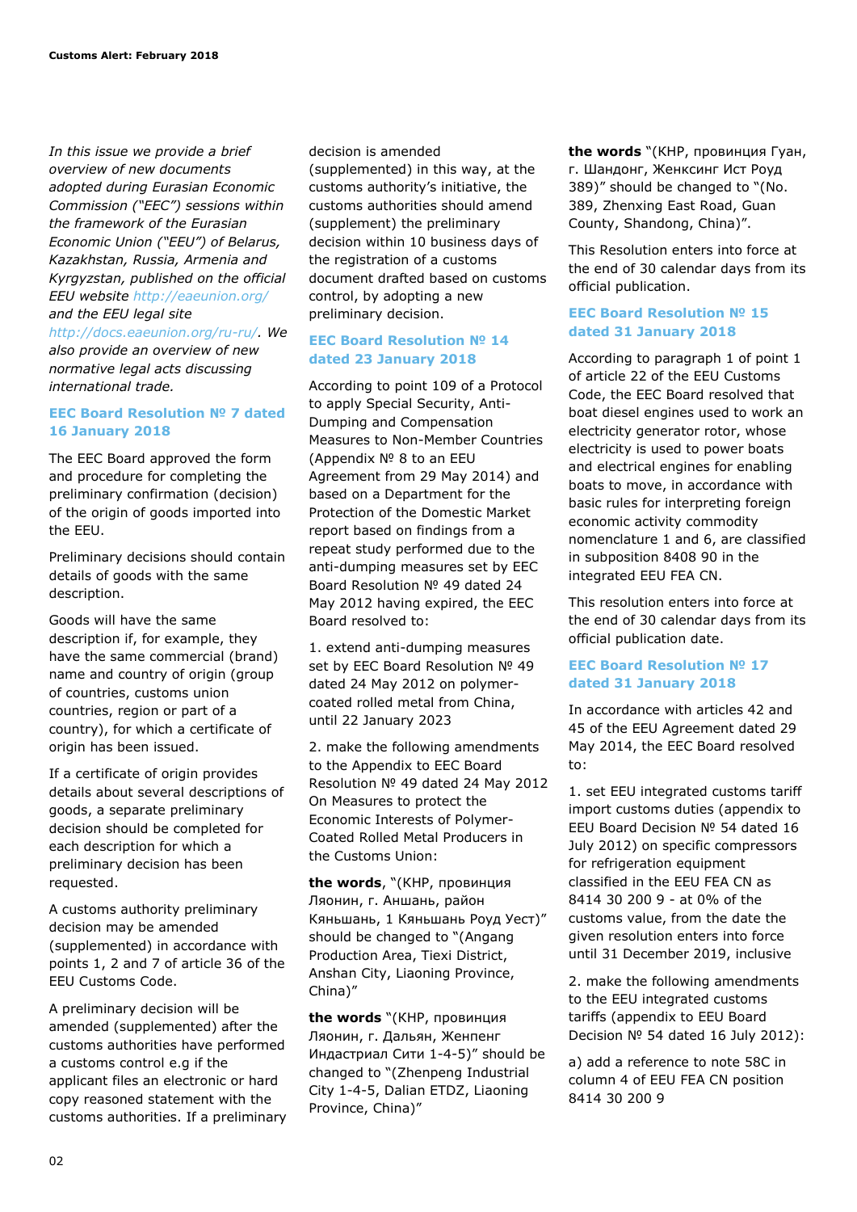*In this issue we provide a brief overview of new documents adopted during Eurasian Economic Commission ("EEC") sessions within the framework of the Eurasian Economic Union ("EEU") of Belarus, Kazakhstan, Russia, Armenia and Kyrgyzstan, published on the official EEU website http://eaeunion.org/ and the EEU legal site http://docs.eaeunion.org/ru-ru/. We also provide an overview of new normative legal acts discussing international trade.*

### EEC Board Resolution № 7 dated 16 January 2018

The EEC Board approved the form and procedure for completing the preliminary confirmation (decision) of the origin of goods imported into the EEU.

Preliminary decisions should contain details of goods with the same description.

Goods will have the same description if, for example, they have the same commercial (brand) name and country of origin (group of countries, customs union countries, region or part of a country), for which a certificate of origin has been issued.

If a certificate of origin provides details about several descriptions of goods, a separate preliminary decision should be completed for each description for which a preliminary decision has been requested.

A customs authority preliminary decision may be amended (supplemented) in accordance with points 1, 2 and 7 of article 36 of the EEU Customs Code.

A preliminary decision will be amended (supplemented) after the customs authorities have performed a customs control e.g if the applicant files an electronic or hard copy reasoned statement with the customs authorities. If a preliminary decision is amended (supplemented) in this way, at the customs authority's initiative, the customs authorities should amend (supplement) the preliminary decision within 10 business days of the registration of a customs document drafted based on customs control, by adopting a new preliminary decision.

### EEC Board Resolution № 14 dated 23 January 2018

According to point 109 of a Protocol to apply Special Security, Anti-Dumping and Compensation Measures to Non-Member Countries (Appendix № 8 to an EEU Agreement from 29 May 2014) and based on a Department for the Protection of the Domestic Market report based on findings from a repeat study performed due to the anti-dumping measures set by EEC Board Resolution № 49 dated 24 May 2012 having expired, the EEC Board resolved to:

1. extend anti-dumping measures set by EEC Board Resolution № 49 dated 24 May 2012 on polymer-coated rolled metal from China, until 22 January 2023

2. make the following amendments to the Appendix to EEC Board Resolution № 49 dated 24 May 2012 On Measures to protect the Economic Interests of Polymer-Coated Rolled Metal Producers in the Customs Union:

**the words**, "(КНР, провинция Ляонин, г. Аншань, район Кяньшань, 1 Кяньшань Роуд Уест)" should be changed to "(Angang Production Area, Tiexi District, Anshan City, Liaoning Province, China)"

**the words** "(КНР, провинция Ляонин, г. Дальян, Женпенг Индастриал Сити 1-4-5)" should be changed to "(Zhenpeng Industrial City 1-4-5, Dalian ETDZ, Liaoning Province, China)"

**the words** "(КНР, провинция Гуан, г. Шандонг, Женксинг Ист Роуд 389)" should be changed to "(No. 389, Zhenxing East Road, Guan County, Shandong, China)".

This Resolution enters into force at the end of 30 calendar days from its official publication.

### EEC Board Resolution № 15 dated 31 January 2018

According to paragraph 1 of point 1 of article 22 of the EEU Customs Code, the EEC Board resolved that boat diesel engines used to work an electricity generator rotor, whose electricity is used to power boats and electrical engines for enabling boats to move, in accordance with basic rules for interpreting foreign economic activity commodity nomenclature 1 and 6, are classified in subposition 8408 90 in the integrated EEU FEA CN.

This resolution enters into force at the end of 30 calendar days from its official publication date.

### EEC Board Resolution № 17 dated 31 January 2018

In accordance with articles 42 and 45 of the EEU Agreement dated 29 May 2014, the EEC Board resolved to:

1. set EEU integrated customs tariff import customs duties (appendix to EEU Board Decision № 54 dated 16 July 2012) on specific compressors for refrigeration equipment classified in the EEU FEA CN as 8414 30 200 9 - at 0% of the customs value, from the date the given resolution enters into force until 31 December 2019, inclusive

2. make the following amendments to the EEU integrated customs tariffs (appendix to EEU Board Decision № 54 dated 16 July 2012):

a) add a reference to note 58C in column 4 of EEU FEA CN position 8414 30 200 9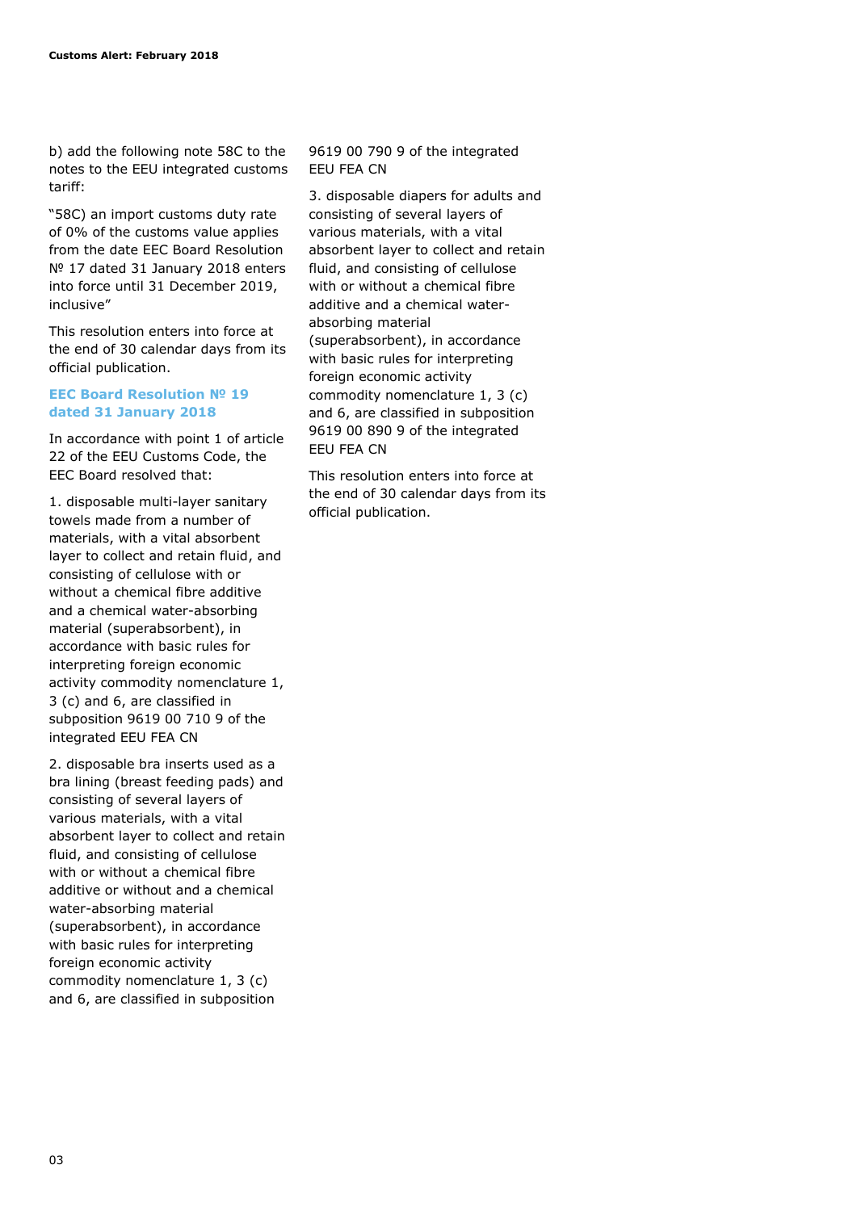b) add the following note 58C to the notes to the EEU integrated customs tariff:

"58C) an import customs duty rate of 0% of the customs value applies from the date EEC Board Resolution № 17 dated 31 January 2018 enters into force until 31 December 2019, inclusive"

This resolution enters into force at the end of 30 calendar days from its official publication.

### EEC Board Resolution № 19 dated 31 January 2018

In accordance with point 1 of article 22 of the EEU Customs Code, the EEC Board resolved that:

1. disposable multi-layer sanitary towels made from a number of materials, with a vital absorbent layer to collect and retain fluid, and consisting of cellulose with or without a chemical fibre additive and a chemical water-absorbing material (superabsorbent), in accordance with basic rules for interpreting foreign economic activity commodity nomenclature 1, 3 (c) and 6, are classified in subposition 9619 00 710 9 of the integrated EEU FEA CN

2. disposable bra inserts used as a bra lining (breast feeding pads) and consisting of several layers of various materials, with a vital absorbent layer to collect and retain fluid, and consisting of cellulose with or without a chemical fibre additive or without and a chemical water-absorbing material (superabsorbent), in accordance with basic rules for interpreting foreign economic activity commodity nomenclature 1, 3 (c) and 6, are classified in subposition 9619 00 790 9 of the integrated EEU FEA CN

3. disposable diapers for adults and consisting of several layers of various materials, with a vital absorbent layer to collect and retain fluid, and consisting of cellulose with or without a chemical fibre additive and a chemical water-absorbing material (superabsorbent), in accordance with basic rules for interpreting foreign economic activity commodity nomenclature 1, 3 (c) and 6, are classified in subposition 9619 00 890 9 of the integrated EEU FEA CN

This resolution enters into force at the end of 30 calendar days from its official publication.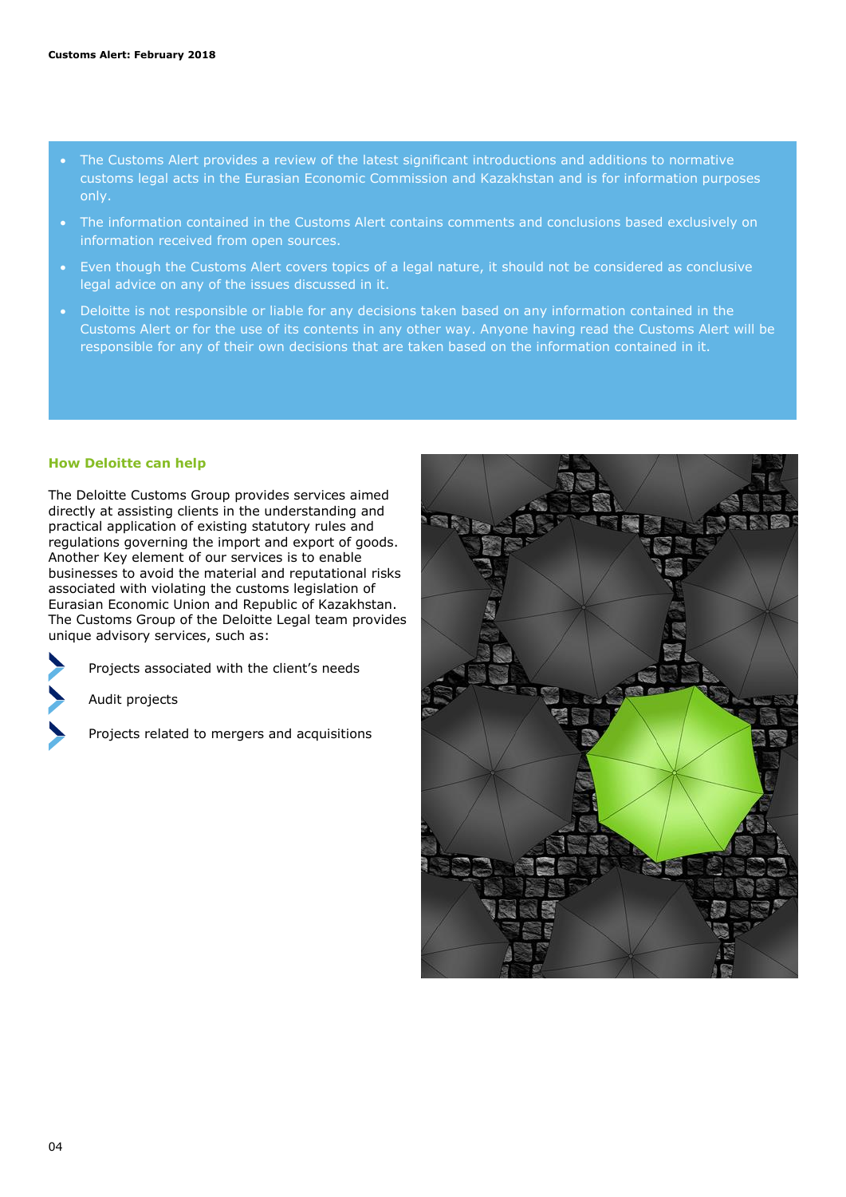- The Customs Alert provides a review of the latest significant introductions and additions to normative customs legal acts in the Eurasian Economic Commission and Kazakhstan and is for information purposes only.
- The information contained in the Customs Alert contains comments and conclusions based exclusively on information received from open sources.
- Even though the Customs Alert covers topics of a legal nature, it should not be considered as conclusive legal advice on any of the issues discussed in it.
- Deloitte is not responsible or liable for any decisions taken based on any information contained in the Customs Alert or for the use of its contents in any other way. Anyone having read the Customs Alert will be responsible for any of their own decisions that are taken based on the information contained in it.

### How Deloitte can help

The Deloitte Customs Group provides services aimed directly at assisting clients in the understanding and practical application of existing statutory rules and regulations governing the import and export of goods. Another Key element of our services is to enable businesses to avoid the material and reputational risks associated with violating the customs legislation of Eurasian Economic Union and Republic of Kazakhstan. The Customs Group of the Deloitte Legal team provides unique advisory services, such as:

- Projects associated with the client's needs
- Audit projects
- Projects related to mergers and acquisitions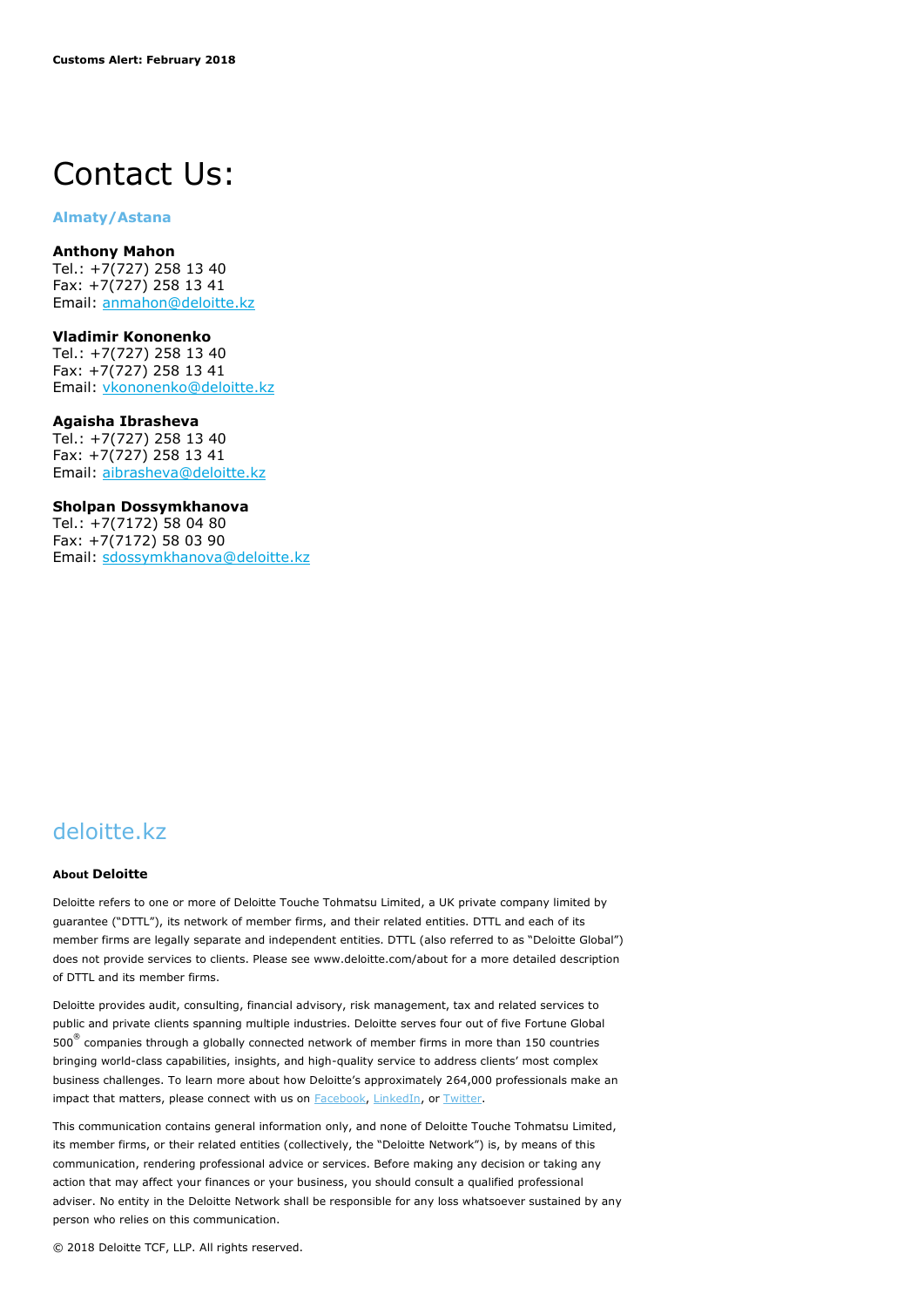# Contact Us:

## Almaty/Astana

**Anthony Mahon**
Tel.: +7(727) 258 13 40
Fax: +7(727) 258 13 41
Email: anmahon@deloitte.kz

**Vladimir Kononenko**
Tel.: +7(727) 258 13 40
Fax: +7(727) 258 13 41
Email: vkononenko@deloitte.kz

**Agaisha Ibrasheva**
Tel.: +7(727) 258 13 40
Fax: +7(727) 258 13 41
Email: aibrasheva@deloitte.kz

**Sholpan Dossymkhanova**
Tel.: +7(7172) 58 04 80
Fax: +7(7172) 58 03 90
Email: sdossymkhanova@deloitte.kz

deloitte.kz

**About Deloitte**

Deloitte refers to one or more of Deloitte Touche Tohmatsu Limited, a UK private company limited by guarantee ("DTTL"), its network of member firms, and their related entities. DTTL and each of its member firms are legally separate and independent entities. DTTL (also referred to as "Deloitte Global") does not provide services to clients. Please see www.deloitte.com/about for a more detailed description of DTTL and its member firms.

Deloitte provides audit, consulting, financial advisory, risk management, tax and related services to public and private clients spanning multiple industries. Deloitte serves four out of five Fortune Global 500® companies through a globally connected network of member firms in more than 150 countries bringing world-class capabilities, insights, and high-quality service to address clients' most complex business challenges. To learn more about how Deloitte's approximately 264,000 professionals make an impact that matters, please connect with us on Facebook, LinkedIn, or Twitter.

This communication contains general information only, and none of Deloitte Touche Tohmatsu Limited, its member firms, or their related entities (collectively, the "Deloitte Network") is, by means of this communication, rendering professional advice or services. Before making any decision or taking any action that may affect your finances or your business, you should consult a qualified professional adviser. No entity in the Deloitte Network shall be responsible for any loss whatsoever sustained by any person who relies on this communication.

© 2018 Deloitte TCF, LLP. All rights reserved.